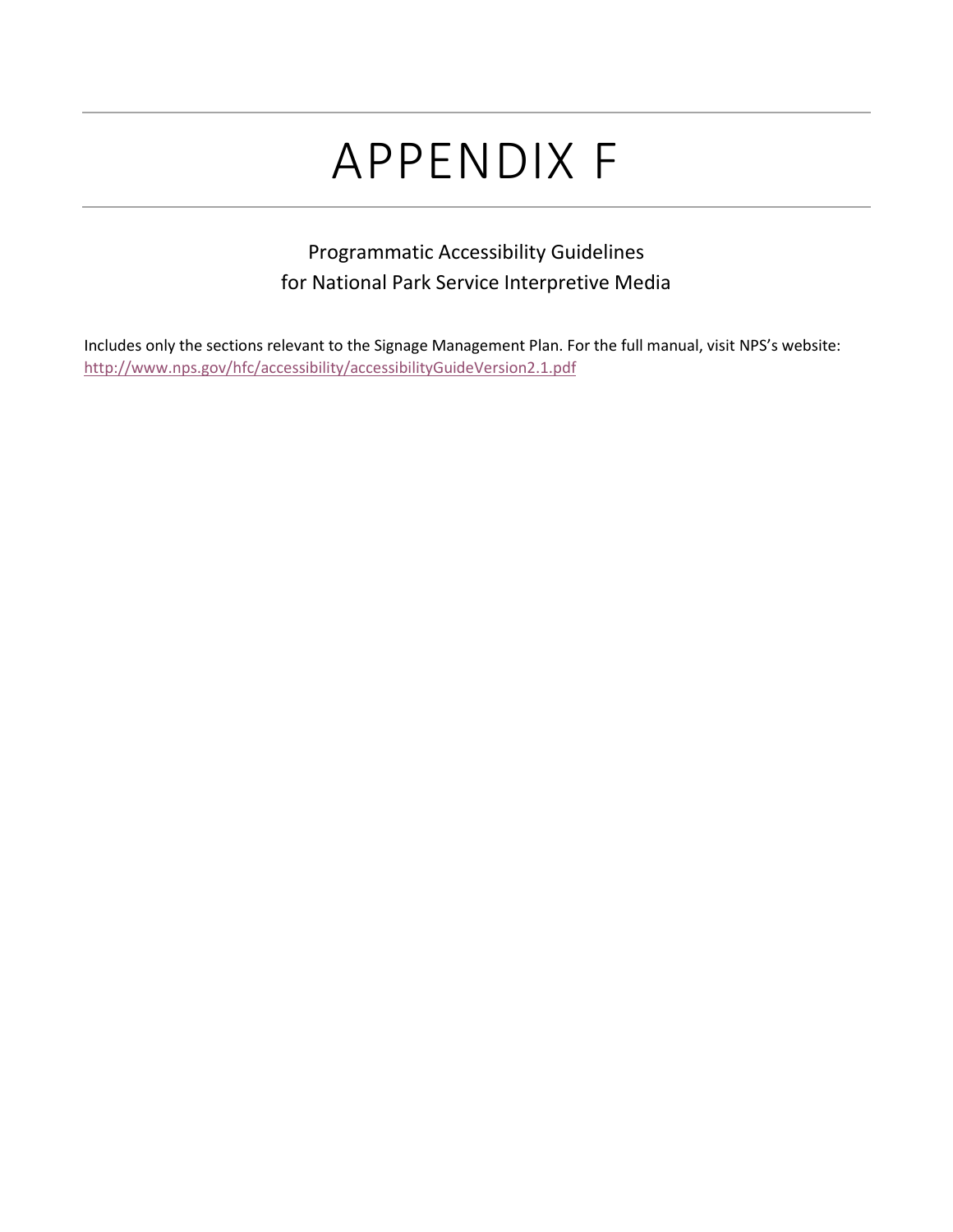# APPENDIX F

Programmatic Accessibility Guidelines
for National Park Service Interpretive Media

Includes only the sections relevant to the Signage Management Plan. For the full manual, visit NPS's website: http://www.nps.gov/hfc/accessibility/accessibilityGuideVersion2.1.pdf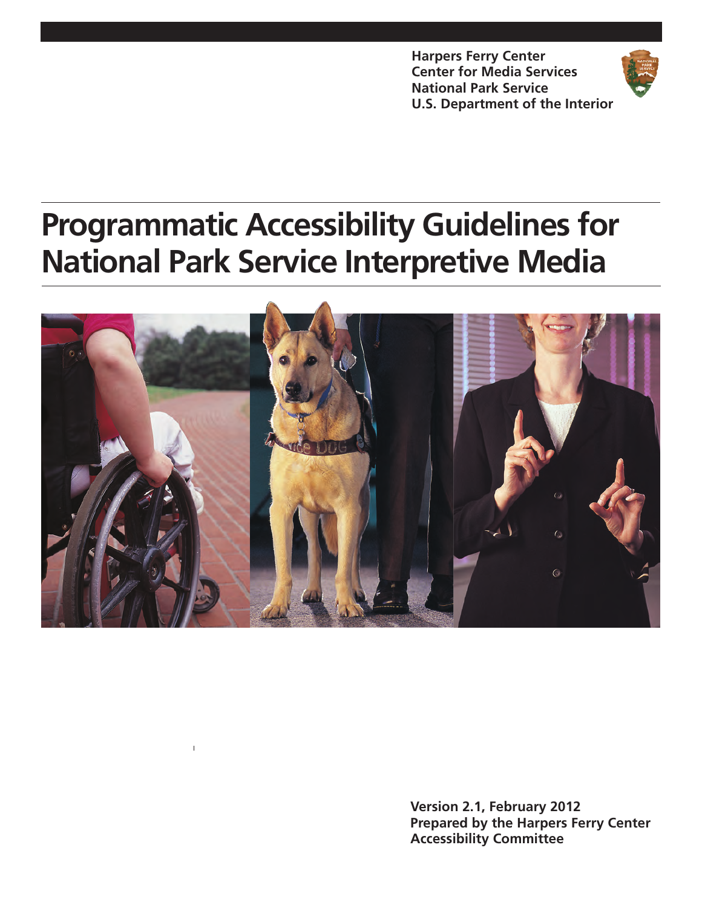Harpers Ferry Center
Center for Media Services
National Park Service
U.S. Department of the Interior

# Programmatic Accessibility Guidelines for National Park Service Interpretive Media

Version 2.1, February 2012
Prepared by the Harpers Ferry Center Accessibility Committee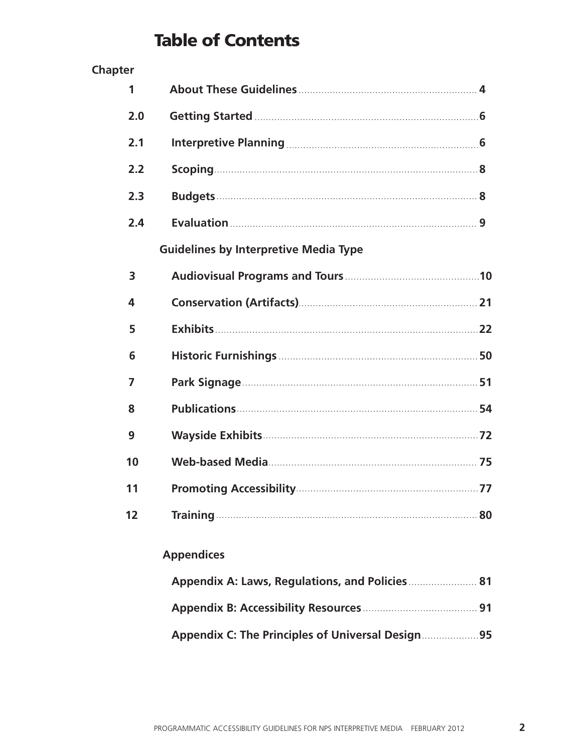# Table of Contents

| Chapter | | |
|---|---|---|
| 1 | **About These Guidelines** | **4** |
| 2.0 | **Getting Started** | **6** |
| 2.1 | **Interpretive Planning** | **6** |
| 2.2 | **Scoping** | **8** |
| 2.3 | **Budgets** | **8** |
| 2.4 | **Evaluation** | **9** |
| | **Guidelines by Interpretive Media Type** | |
| 3 | **Audiovisual Programs and Tours** | **10** |
| 4 | **Conservation (Artifacts)** | **21** |
| 5 | **Exhibits** | **22** |
| 6 | **Historic Furnishings** | **50** |
| 7 | **Park Signage** | **51** |
| 8 | **Publications** | **54** |
| 9 | **Wayside Exhibits** | **72** |
| 10 | **Web-based Media** | **75** |
| 11 | **Promoting Accessibility** | **77** |
| 12 | **Training** | **80** |

**Appendices**

| | |
|---|---|
| **Appendix A: Laws, Regulations, and Policies** | **81** |
| **Appendix B: Accessibility Resources** | **91** |
| **Appendix C: The Principles of Universal Design** | **95** |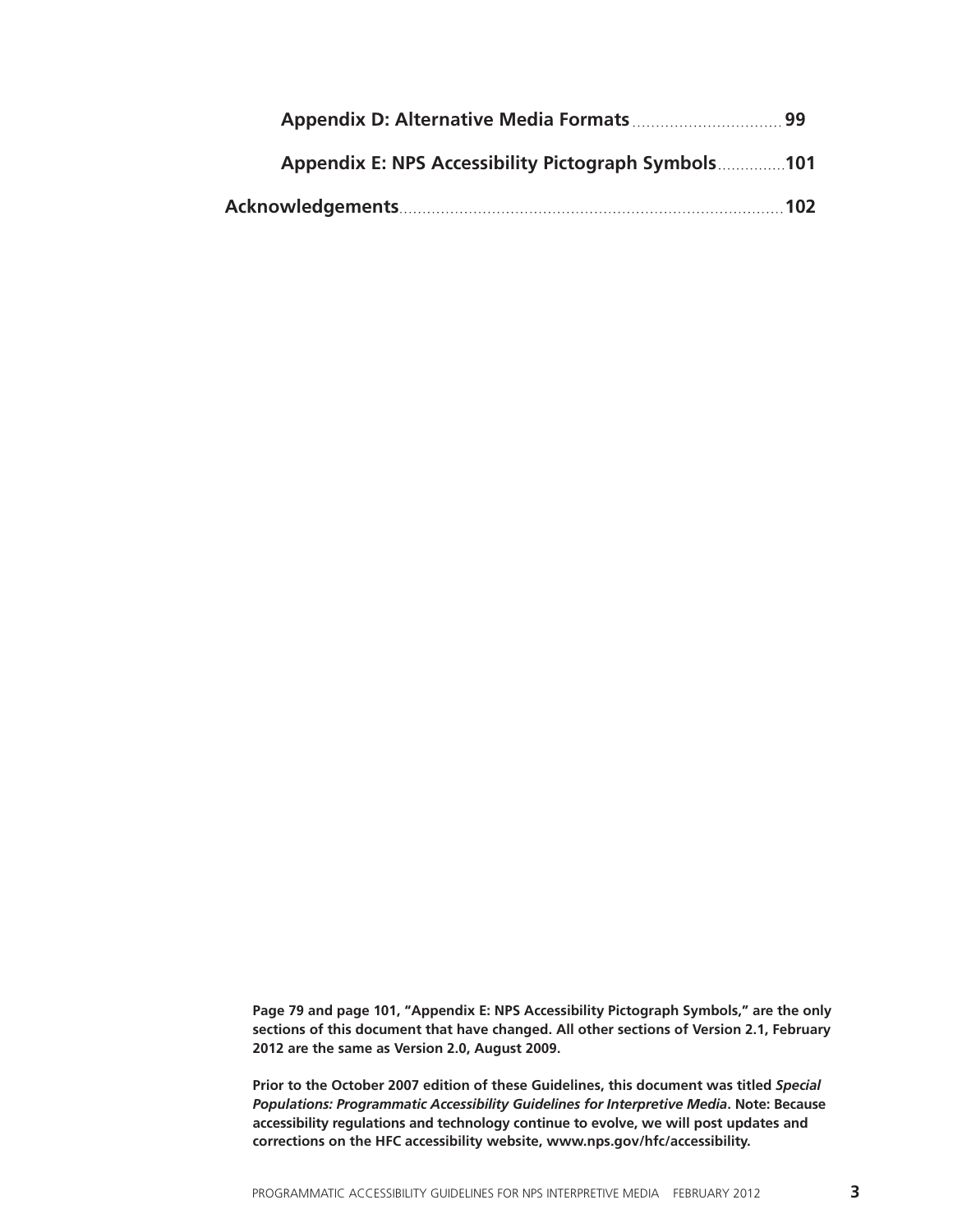**Appendix D: Alternative Media Formats** ............................... **99**

**Appendix E: NPS Accessibility Pictograph Symbols** .............. **101**

**Acknowledgements** ............................................................................... **102**

**Page 79 and page 101, "Appendix E: NPS Accessibility Pictograph Symbols," are the only sections of this document that have changed. All other sections of Version 2.1, February 2012 are the same as Version 2.0, August 2009.**

**Prior to the October 2007 edition of these Guidelines, this document was titled *Special Populations: Programmatic Accessibility Guidelines for Interpretive Media*. Note: Because accessibility regulations and technology continue to evolve, we will post updates and corrections on the HFC accessibility website, www.nps.gov/hfc/accessibility.**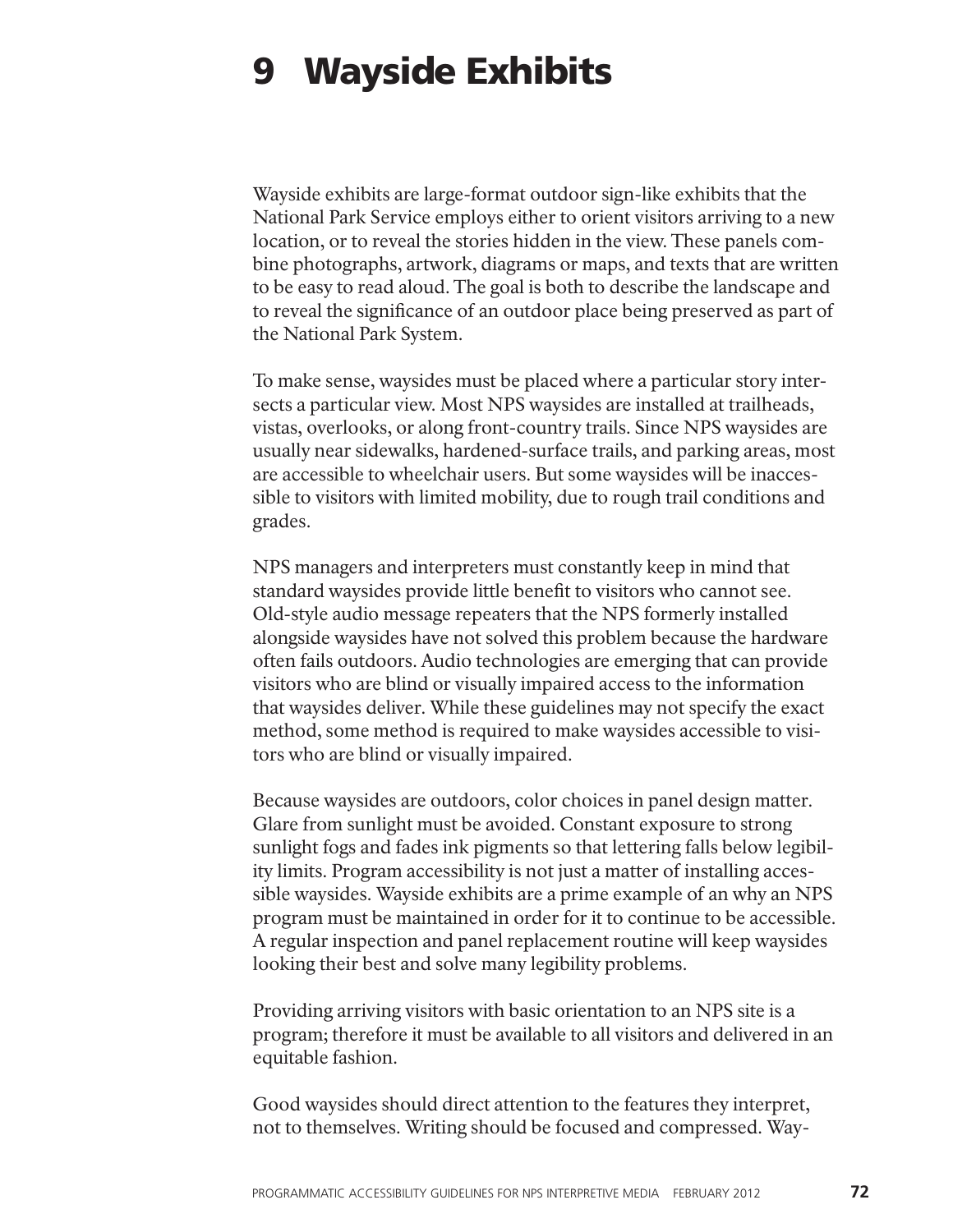# 9 Wayside Exhibits

Wayside exhibits are large-format outdoor sign-like exhibits that the National Park Service employs either to orient visitors arriving to a new location, or to reveal the stories hidden in the view. These panels combine photographs, artwork, diagrams or maps, and texts that are written to be easy to read aloud. The goal is both to describe the landscape and to reveal the significance of an outdoor place being preserved as part of the National Park System.

To make sense, waysides must be placed where a particular story intersects a particular view. Most NPS waysides are installed at trailheads, vistas, overlooks, or along front-country trails. Since NPS waysides are usually near sidewalks, hardened-surface trails, and parking areas, most are accessible to wheelchair users. But some waysides will be inaccessible to visitors with limited mobility, due to rough trail conditions and grades.

NPS managers and interpreters must constantly keep in mind that standard waysides provide little benefit to visitors who cannot see. Old-style audio message repeaters that the NPS formerly installed alongside waysides have not solved this problem because the hardware often fails outdoors. Audio technologies are emerging that can provide visitors who are blind or visually impaired access to the information that waysides deliver. While these guidelines may not specify the exact method, some method is required to make waysides accessible to visitors who are blind or visually impaired.

Because waysides are outdoors, color choices in panel design matter. Glare from sunlight must be avoided. Constant exposure to strong sunlight fogs and fades ink pigments so that lettering falls below legibility limits. Program accessibility is not just a matter of installing accessible waysides. Wayside exhibits are a prime example of an why an NPS program must be maintained in order for it to continue to be accessible. A regular inspection and panel replacement routine will keep waysides looking their best and solve many legibility problems.

Providing arriving visitors with basic orientation to an NPS site is a program; therefore it must be available to all visitors and delivered in an equitable fashion.

Good waysides should direct attention to the features they interpret, not to themselves. Writing should be focused and compressed. Way-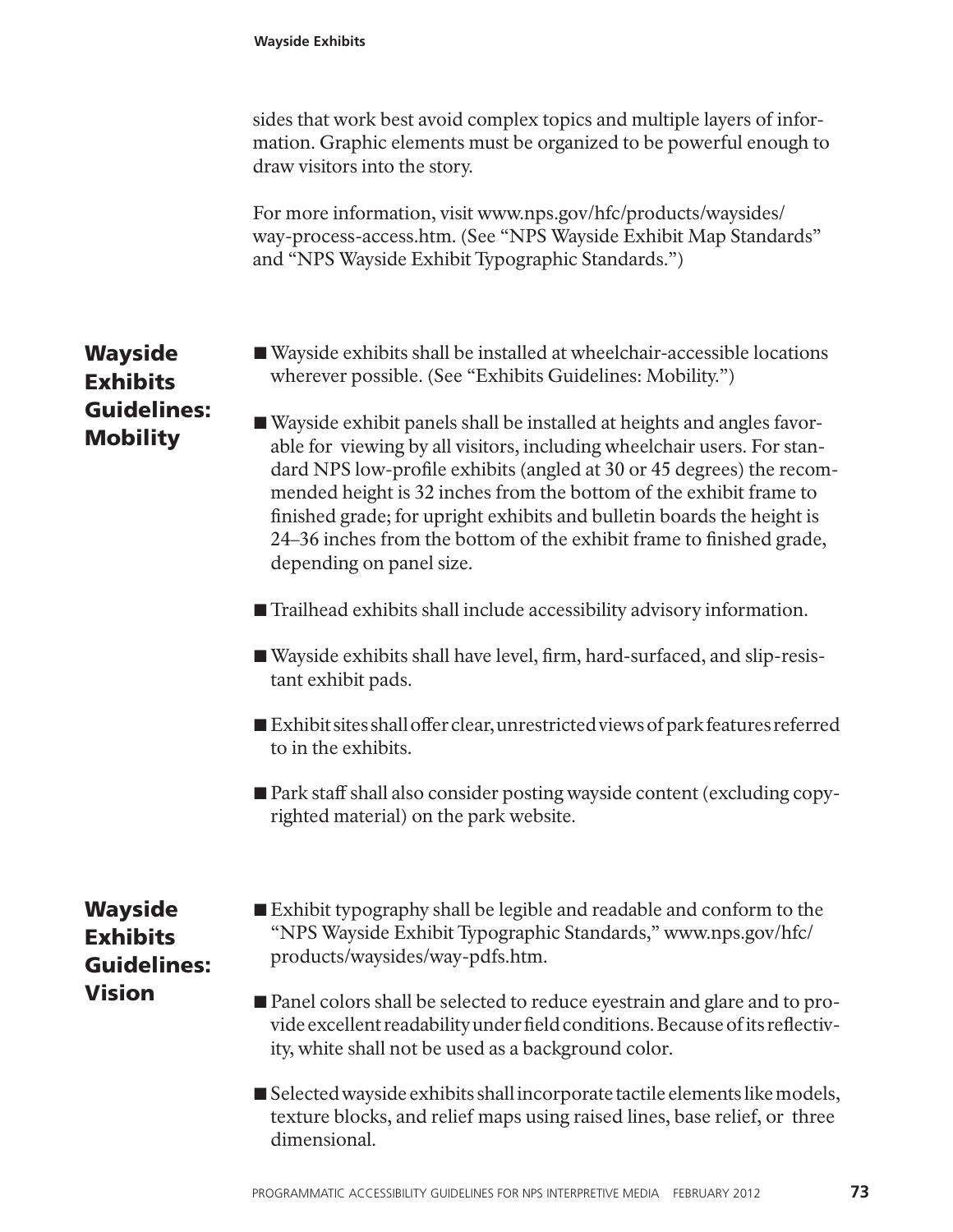sides that work best avoid complex topics and multiple layers of information. Graphic elements must be organized to be powerful enough to draw visitors into the story.

For more information, visit www.nps.gov/hfc/products/waysides/way-process-access.htm. (See "NPS Wayside Exhibit Map Standards" and "NPS Wayside Exhibit Typographic Standards.")

## Wayside Exhibits Guidelines: Mobility

- Wayside exhibits shall be installed at wheelchair-accessible locations wherever possible. (See "Exhibits Guidelines: Mobility.")
- Wayside exhibit panels shall be installed at heights and angles favorable for viewing by all visitors, including wheelchair users. For standard NPS low-profile exhibits (angled at 30 or 45 degrees) the recommended height is 32 inches from the bottom of the exhibit frame to finished grade; for upright exhibits and bulletin boards the height is 24–36 inches from the bottom of the exhibit frame to finished grade, depending on panel size.
- Trailhead exhibits shall include accessibility advisory information.
- Wayside exhibits shall have level, firm, hard-surfaced, and slip-resistant exhibit pads.
- Exhibit sites shall offer clear, unrestricted views of park features referred to in the exhibits.
- Park staff shall also consider posting wayside content (excluding copyrighted material) on the park website.

## Wayside Exhibits Guidelines: Vision

- Exhibit typography shall be legible and readable and conform to the "NPS Wayside Exhibit Typographic Standards," www.nps.gov/hfc/products/waysides/way-pdfs.htm.
- Panel colors shall be selected to reduce eyestrain and glare and to provide excellent readability under field conditions. Because of its reflectivity, white shall not be used as a background color.
- Selected wayside exhibits shall incorporate tactile elements like models, texture blocks, and relief maps using raised lines, base relief, or three dimensional.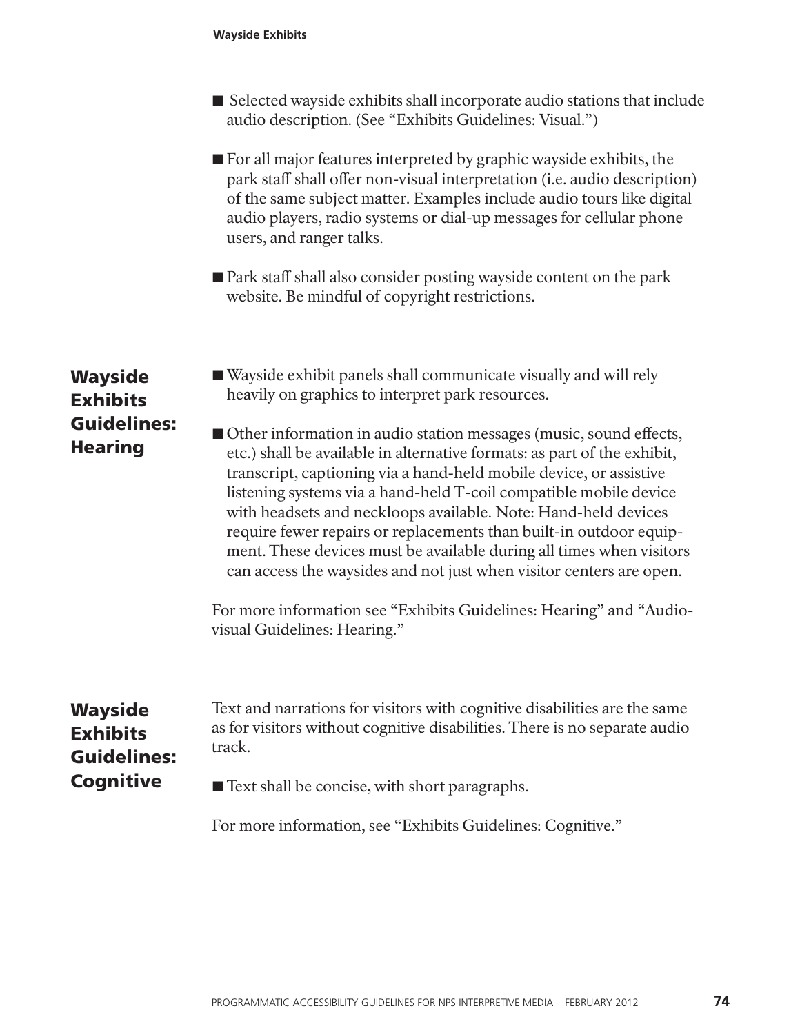- Selected wayside exhibits shall incorporate audio stations that include audio description. (See "Exhibits Guidelines: Visual.")

- For all major features interpreted by graphic wayside exhibits, the park staff shall offer non-visual interpretation (i.e. audio description) of the same subject matter. Examples include audio tours like digital audio players, radio systems or dial-up messages for cellular phone users, and ranger talks.

- Park staff shall also consider posting wayside content on the park website. Be mindful of copyright restrictions.

## Wayside Exhibits Guidelines: Hearing

- Wayside exhibit panels shall communicate visually and will rely heavily on graphics to interpret park resources.

- Other information in audio station messages (music, sound effects, etc.) shall be available in alternative formats: as part of the exhibit, transcript, captioning via a hand-held mobile device, or assistive listening systems via a hand-held T-coil compatible mobile device with headsets and neckloops available. Note: Hand-held devices require fewer repairs or replacements than built-in outdoor equipment. These devices must be available during all times when visitors can access the waysides and not just when visitor centers are open.

For more information see "Exhibits Guidelines: Hearing" and "Audiovisual Guidelines: Hearing."

## Wayside Exhibits Guidelines: Cognitive

Text and narrations for visitors with cognitive disabilities are the same as for visitors without cognitive disabilities. There is no separate audio track.

- Text shall be concise, with short paragraphs.

For more information, see "Exhibits Guidelines: Cognitive."